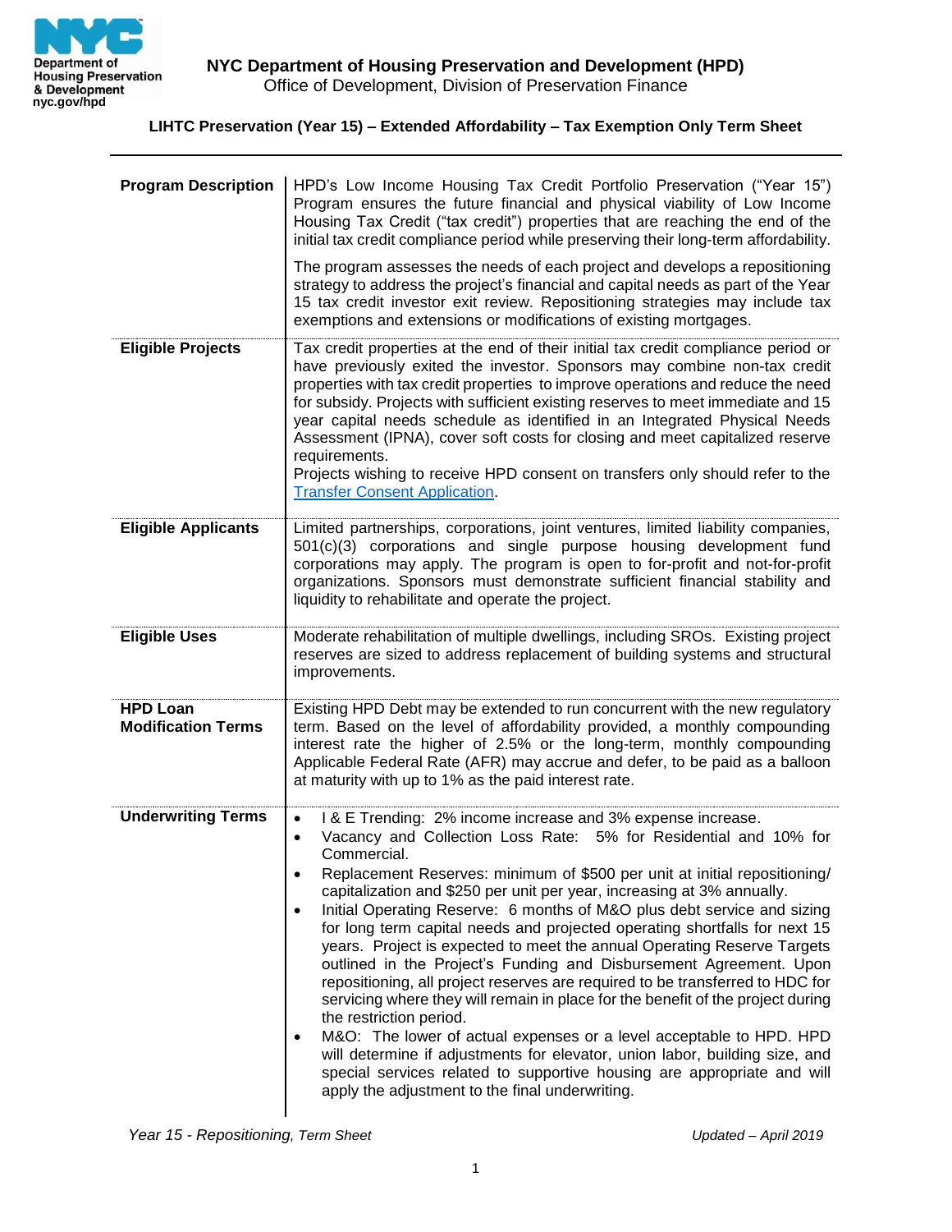# NYC Department of Housing Preservation and Development (HPD)

Office of Development, Division of Preservation Finance

## LIHTC Preservation (Year 15) – Extended Affordability – Tax Exemption Only Term Sheet

| | |
|---|---|
| **Program Description** | HPD's Low Income Housing Tax Credit Portfolio Preservation ("Year 15") Program ensures the future financial and physical viability of Low Income Housing Tax Credit ("tax credit") properties that are reaching the end of the initial tax credit compliance period while preserving their long-term affordability.<br><br>The program assesses the needs of each project and develops a repositioning strategy to address the project's financial and capital needs as part of the Year 15 tax credit investor exit review. Repositioning strategies may include tax exemptions and extensions or modifications of existing mortgages. |
| **Eligible Projects** | Tax credit properties at the end of their initial tax credit compliance period or have previously exited the investor. Sponsors may combine non-tax credit properties with tax credit properties to improve operations and reduce the need for subsidy. Projects with sufficient existing reserves to meet immediate and 15 year capital needs schedule as identified in an Integrated Physical Needs Assessment (IPNA), cover soft costs for closing and meet capitalized reserve requirements.<br>Projects wishing to receive HPD consent on transfers only should refer to the [Transfer Consent Application](). |
| **Eligible Applicants** | Limited partnerships, corporations, joint ventures, limited liability companies, 501(c)(3) corporations and single purpose housing development fund corporations may apply. The program is open to for-profit and not-for-profit organizations. Sponsors must demonstrate sufficient financial stability and liquidity to rehabilitate and operate the project. |
| **Eligible Uses** | Moderate rehabilitation of multiple dwellings, including SROs. Existing project reserves are sized to address replacement of building systems and structural improvements. |
| **HPD Loan Modification Terms** | Existing HPD Debt may be extended to run concurrent with the new regulatory term. Based on the level of affordability provided, a monthly compounding interest rate the higher of 2.5% or the long-term, monthly compounding Applicable Federal Rate (AFR) may accrue and defer, to be paid as a balloon at maturity with up to 1% as the paid interest rate. |
| **Underwriting Terms** | • I & E Trending: 2% income increase and 3% expense increase.<br>• Vacancy and Collection Loss Rate: 5% for Residential and 10% for Commercial.<br>• Replacement Reserves: minimum of $500 per unit at initial repositioning/ capitalization and $250 per unit per year, increasing at 3% annually.<br>• Initial Operating Reserve: 6 months of M&O plus debt service and sizing for long term capital needs and projected operating shortfalls for next 15 years. Project is expected to meet the annual Operating Reserve Targets outlined in the Project's Funding and Disbursement Agreement. Upon repositioning, all project reserves are required to be transferred to HDC for servicing where they will remain in place for the benefit of the project during the restriction period.<br>• M&O: The lower of actual expenses or a level acceptable to HPD. HPD will determine if adjustments for elevator, union labor, building size, and special services related to supportive housing are appropriate and will apply the adjustment to the final underwriting. |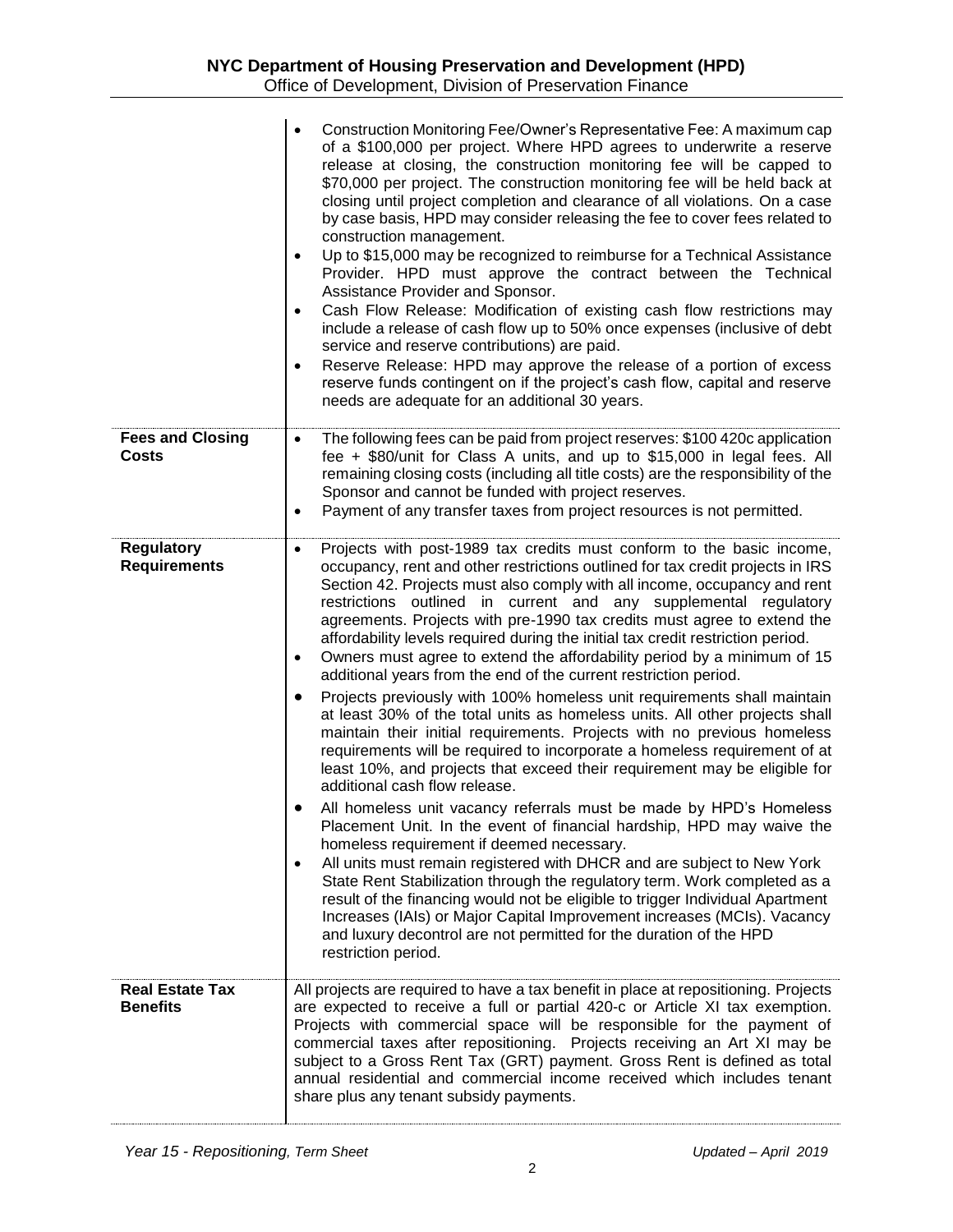| | |
|---|---|
| | • Construction Monitoring Fee/Owner's Representative Fee: A maximum cap of a $100,000 per project. Where HPD agrees to underwrite a reserve release at closing, the construction monitoring fee will be capped to $70,000 per project. The construction monitoring fee will be held back at closing until project completion and clearance of all violations. On a case by case basis, HPD may consider releasing the fee to cover fees related to construction management.<br>• Up to $15,000 may be recognized to reimburse for a Technical Assistance Provider. HPD must approve the contract between the Technical Assistance Provider and Sponsor.<br>• Cash Flow Release: Modification of existing cash flow restrictions may include a release of cash flow up to 50% once expenses (inclusive of debt service and reserve contributions) are paid.<br>• Reserve Release: HPD may approve the release of a portion of excess reserve funds contingent on if the project's cash flow, capital and reserve needs are adequate for an additional 30 years. |
| **Fees and Closing Costs** | • The following fees can be paid from project reserves: $100 420c application fee + $80/unit for Class A units, and up to $15,000 in legal fees. All remaining closing costs (including all title costs) are the responsibility of the Sponsor and cannot be funded with project reserves.<br>• Payment of any transfer taxes from project resources is not permitted. |
| **Regulatory Requirements** | • Projects with post-1989 tax credits must conform to the basic income, occupancy, rent and other restrictions outlined for tax credit projects in IRS Section 42. Projects must also comply with all income, occupancy and rent restrictions outlined in current and any supplemental regulatory agreements. Projects with pre-1990 tax credits must agree to extend the affordability levels required during the initial tax credit restriction period.<br>• Owners must agree to extend the affordability period by a minimum of 15 additional years from the end of the current restriction period.<br>• Projects previously with 100% homeless unit requirements shall maintain at least 30% of the total units as homeless units. All other projects shall maintain their initial requirements. Projects with no previous homeless requirements will be required to incorporate a homeless requirement of at least 10%, and projects that exceed their requirement may be eligible for additional cash flow release.<br>• All homeless unit vacancy referrals must be made by HPD's Homeless Placement Unit. In the event of financial hardship, HPD may waive the homeless requirement if deemed necessary.<br>• All units must remain registered with DHCR and are subject to New York State Rent Stabilization through the regulatory term. Work completed as a result of the financing would not be eligible to trigger Individual Apartment Increases (IAIs) or Major Capital Improvement increases (MCIs). Vacancy and luxury decontrol are not permitted for the duration of the HPD restriction period. |
| **Real Estate Tax Benefits** | All projects are required to have a tax benefit in place at repositioning. Projects are expected to receive a full or partial 420-c or Article XI tax exemption. Projects with commercial space will be responsible for the payment of commercial taxes after repositioning. Projects receiving an Art XI may be subject to a Gross Rent Tax (GRT) payment. Gross Rent is defined as total annual residential and commercial income received which includes tenant share plus any tenant subsidy payments. |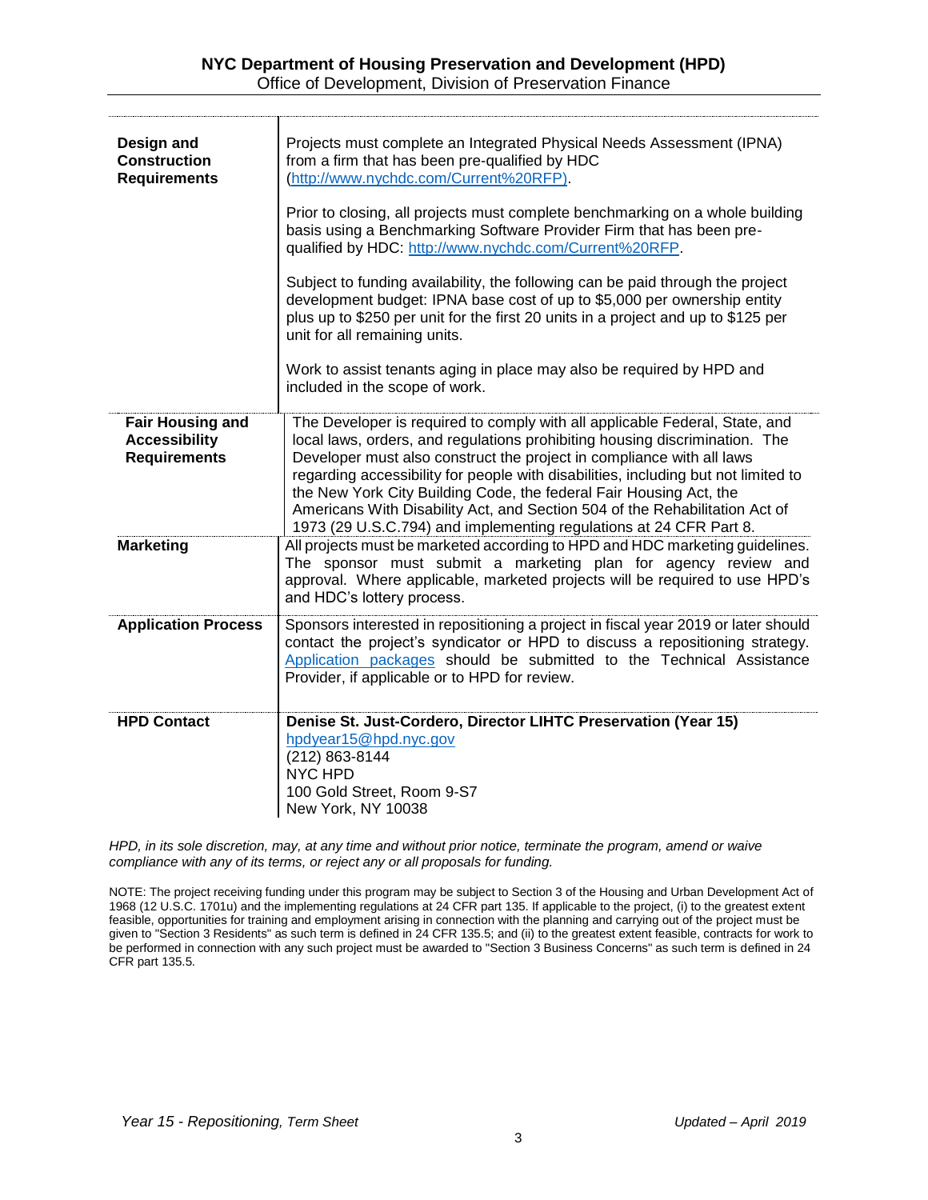| | |
|---|---|
| **Design and Construction Requirements** | Projects must complete an Integrated Physical Needs Assessment (IPNA) from a firm that has been pre-qualified by HDC (http://www.nychdc.com/Current%20RFP).<br><br>Prior to closing, all projects must complete benchmarking on a whole building basis using a Benchmarking Software Provider Firm that has been pre-qualified by HDC: http://www.nychdc.com/Current%20RFP.<br><br>Subject to funding availability, the following can be paid through the project development budget: IPNA base cost of up to $5,000 per ownership entity plus up to $250 per unit for the first 20 units in a project and up to $125 per unit for all remaining units.<br><br>Work to assist tenants aging in place may also be required by HPD and included in the scope of work. |
| **Fair Housing and Accessibility Requirements** | The Developer is required to comply with all applicable Federal, State, and local laws, orders, and regulations prohibiting housing discrimination. The Developer must also construct the project in compliance with all laws regarding accessibility for people with disabilities, including but not limited to the New York City Building Code, the federal Fair Housing Act, the Americans With Disability Act, and Section 504 of the Rehabilitation Act of 1973 (29 U.S.C.794) and implementing regulations at 24 CFR Part 8. |
| **Marketing** | All projects must be marketed according to HPD and HDC marketing guidelines. The sponsor must submit a marketing plan for agency review and approval. Where applicable, marketed projects will be required to use HPD's and HDC's lottery process. |
| **Application Process** | Sponsors interested in repositioning a project in fiscal year 2019 or later should contact the project's syndicator or HPD to discuss a repositioning strategy. Application packages should be submitted to the Technical Assistance Provider, if applicable or to HPD for review. |
| **HPD Contact** | **Denise St. Just-Cordero, Director LIHTC Preservation (Year 15)**<br>hpdyear15@hpd.nyc.gov<br>(212) 863-8144<br>NYC HPD<br>100 Gold Street, Room 9-S7<br>New York, NY 10038 |

*HPD, in its sole discretion, may, at any time and without prior notice, terminate the program, amend or waive compliance with any of its terms, or reject any or all proposals for funding.*

NOTE: The project receiving funding under this program may be subject to Section 3 of the Housing and Urban Development Act of 1968 (12 U.S.C. 1701u) and the implementing regulations at 24 CFR part 135. If applicable to the project, (i) to the greatest extent feasible, opportunities for training and employment arising in connection with the planning and carrying out of the project must be given to "Section 3 Residents" as such term is defined in 24 CFR 135.5; and (ii) to the greatest extent feasible, contracts for work to be performed in connection with any such project must be awarded to "Section 3 Business Concerns" as such term is defined in 24 CFR part 135.5.